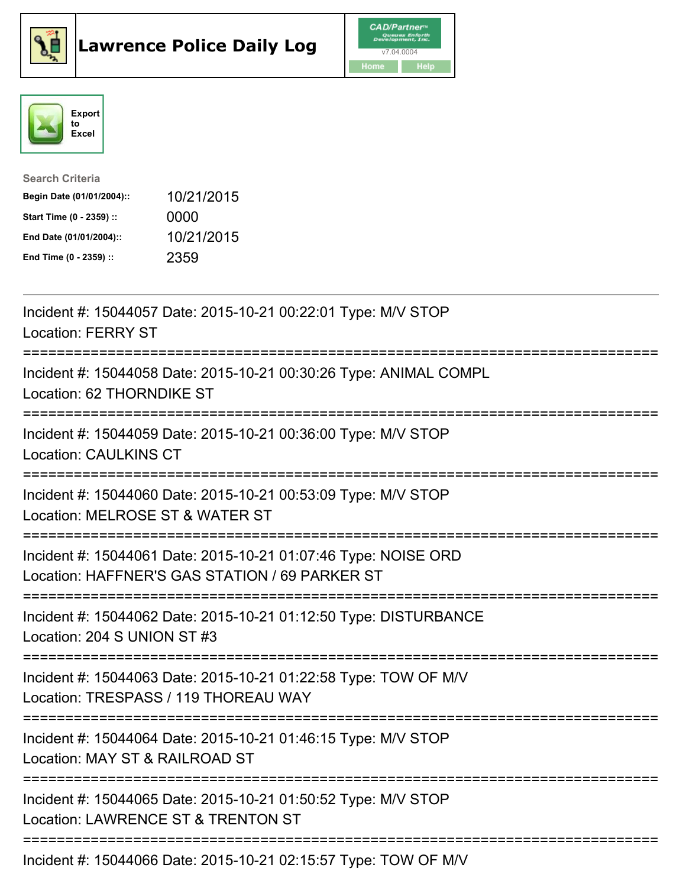# Lawrence Police Daily Log

CAD/Partner
v7.04.0004

Home | Help

Export to Excel

**Search Criteria**

| | |
|---|---|
| **Begin Date (01/01/2004)::** | 10/21/2015 |
| **Start Time (0 - 2359) ::** | 0000 |
| **End Date (01/01/2004)::** | 10/21/2015 |
| **End Time (0 - 2359) ::** | 2359 |

---

Incident #: 15044057 Date: 2015-10-21 00:22:01 Type: M/V STOP
Location: FERRY ST

===========================================================================

Incident #: 15044058 Date: 2015-10-21 00:30:26 Type: ANIMAL COMPL
Location: 62 THORNDIKE ST

===========================================================================

Incident #: 15044059 Date: 2015-10-21 00:36:00 Type: M/V STOP
Location: CAULKINS CT

===========================================================================

Incident #: 15044060 Date: 2015-10-21 00:53:09 Type: M/V STOP
Location: MELROSE ST & WATER ST

===========================================================================

Incident #: 15044061 Date: 2015-10-21 01:07:46 Type: NOISE ORD
Location: HAFFNER'S GAS STATION / 69 PARKER ST

===========================================================================

Incident #: 15044062 Date: 2015-10-21 01:12:50 Type: DISTURBANCE
Location: 204 S UNION ST #3

===========================================================================

Incident #: 15044063 Date: 2015-10-21 01:22:58 Type: TOW OF M/V
Location: TRESPASS / 119 THOREAU WAY

===========================================================================

Incident #: 15044064 Date: 2015-10-21 01:46:15 Type: M/V STOP
Location: MAY ST & RAILROAD ST

===========================================================================

Incident #: 15044065 Date: 2015-10-21 01:50:52 Type: M/V STOP
Location: LAWRENCE ST & TRENTON ST

===========================================================================

Incident #: 15044066 Date: 2015-10-21 02:15:57 Type: TOW OF M/V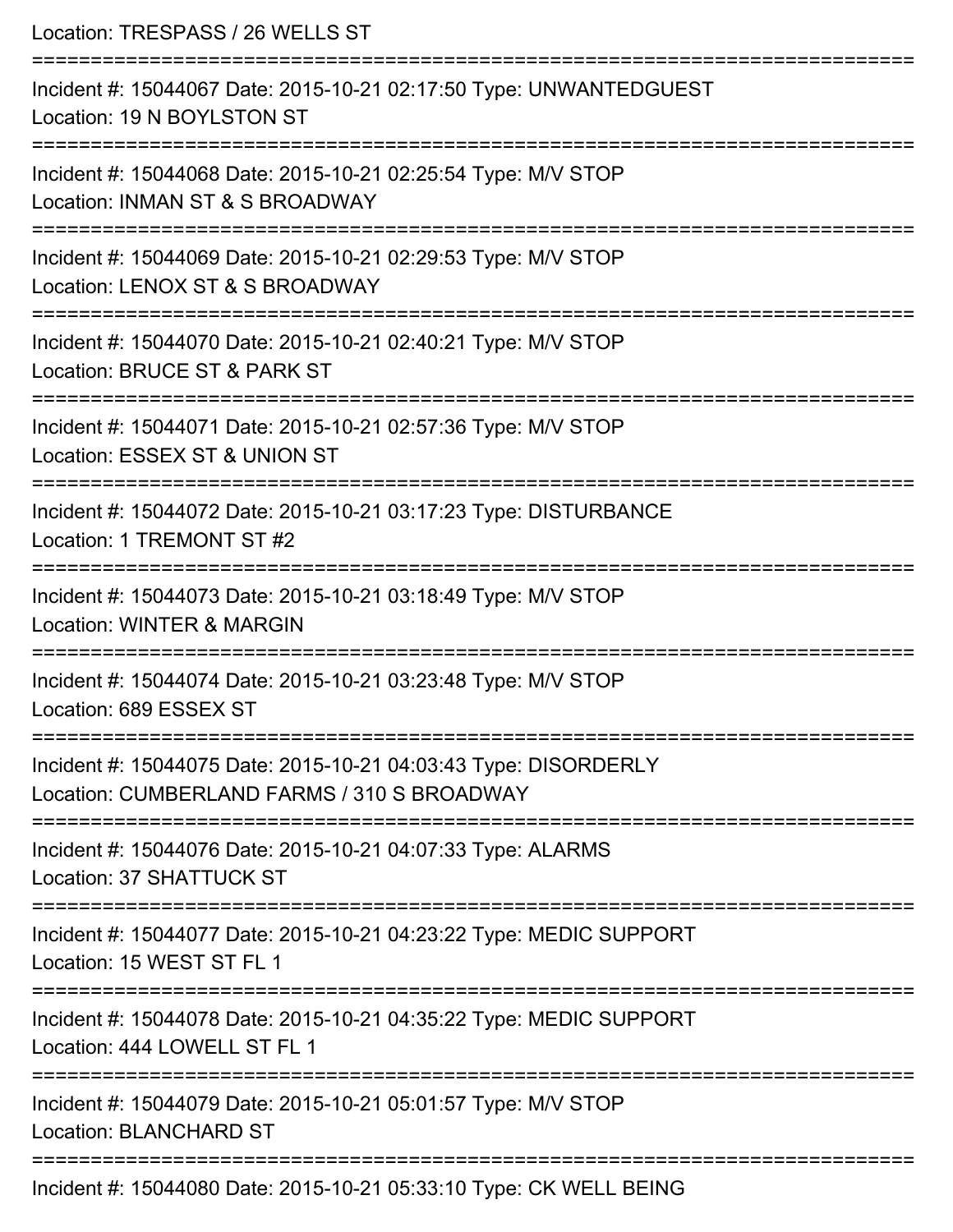Location: TRESPASS / 26 WELLS ST

===========================================================================

Incident #: 15044067 Date: 2015-10-21 02:17:50 Type: UNWANTEDGUEST
Location: 19 N BOYLSTON ST

===========================================================================

Incident #: 15044068 Date: 2015-10-21 02:25:54 Type: M/V STOP
Location: INMAN ST & S BROADWAY

===========================================================================

Incident #: 15044069 Date: 2015-10-21 02:29:53 Type: M/V STOP
Location: LENOX ST & S BROADWAY

===========================================================================

Incident #: 15044070 Date: 2015-10-21 02:40:21 Type: M/V STOP
Location: BRUCE ST & PARK ST

===========================================================================

Incident #: 15044071 Date: 2015-10-21 02:57:36 Type: M/V STOP
Location: ESSEX ST & UNION ST

===========================================================================

Incident #: 15044072 Date: 2015-10-21 03:17:23 Type: DISTURBANCE
Location: 1 TREMONT ST #2

===========================================================================

Incident #: 15044073 Date: 2015-10-21 03:18:49 Type: M/V STOP
Location: WINTER & MARGIN

===========================================================================

Incident #: 15044074 Date: 2015-10-21 03:23:48 Type: M/V STOP
Location: 689 ESSEX ST

===========================================================================

Incident #: 15044075 Date: 2015-10-21 04:03:43 Type: DISORDERLY
Location: CUMBERLAND FARMS / 310 S BROADWAY

===========================================================================

Incident #: 15044076 Date: 2015-10-21 04:07:33 Type: ALARMS
Location: 37 SHATTUCK ST

===========================================================================

Incident #: 15044077 Date: 2015-10-21 04:23:22 Type: MEDIC SUPPORT
Location: 15 WEST ST FL 1

===========================================================================

Incident #: 15044078 Date: 2015-10-21 04:35:22 Type: MEDIC SUPPORT
Location: 444 LOWELL ST FL 1

===========================================================================

Incident #: 15044079 Date: 2015-10-21 05:01:57 Type: M/V STOP
Location: BLANCHARD ST

===========================================================================

Incident #: 15044080 Date: 2015-10-21 05:33:10 Type: CK WELL BEING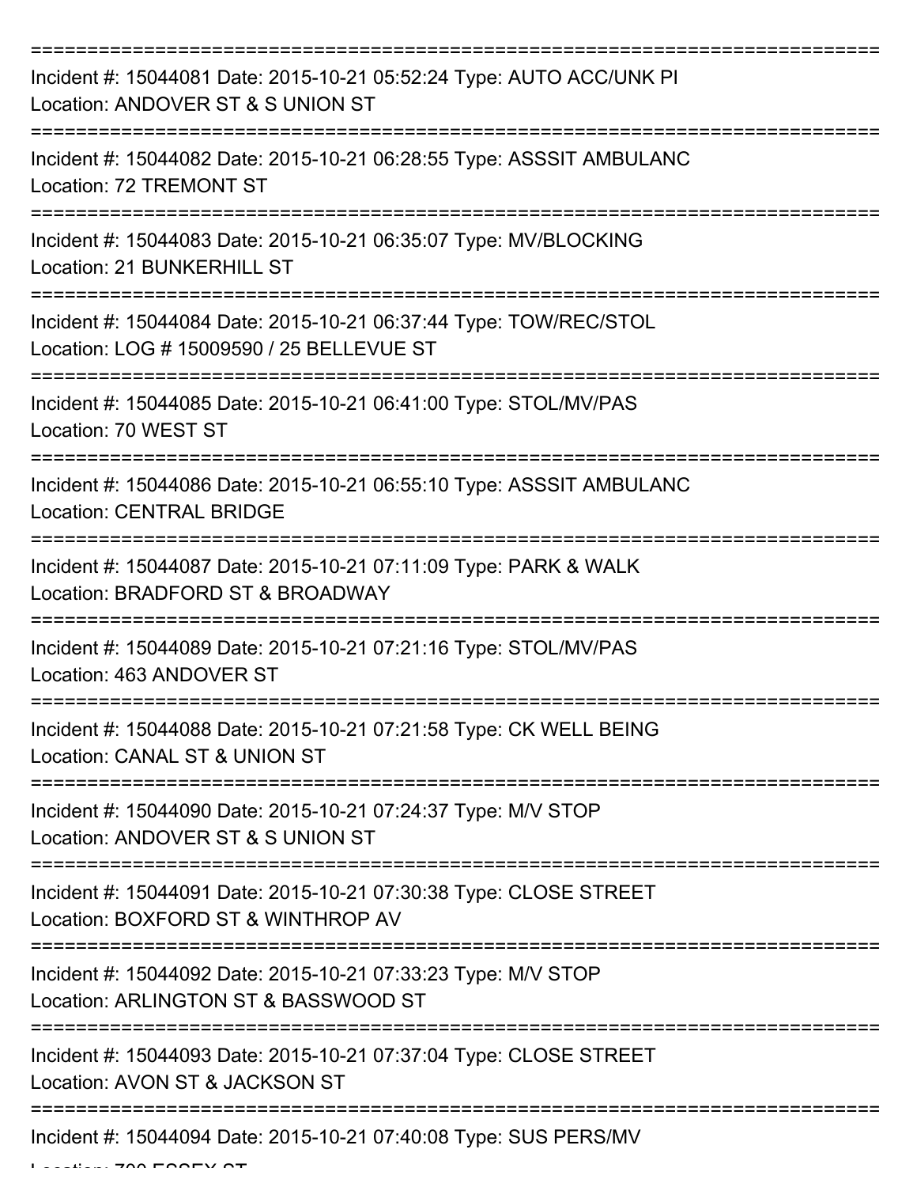===========================================================================

Incident #: 15044081 Date: 2015-10-21 05:52:24 Type: AUTO ACC/UNK PI
Location: ANDOVER ST & S UNION ST

===========================================================================

Incident #: 15044082 Date: 2015-10-21 06:28:55 Type: ASSSIT AMBULANC
Location: 72 TREMONT ST

===========================================================================

Incident #: 15044083 Date: 2015-10-21 06:35:07 Type: MV/BLOCKING
Location: 21 BUNKERHILL ST

===========================================================================

Incident #: 15044084 Date: 2015-10-21 06:37:44 Type: TOW/REC/STOL
Location: LOG # 15009590 / 25 BELLEVUE ST

===========================================================================

Incident #: 15044085 Date: 2015-10-21 06:41:00 Type: STOL/MV/PAS
Location: 70 WEST ST

===========================================================================

Incident #: 15044086 Date: 2015-10-21 06:55:10 Type: ASSSIT AMBULANC
Location: CENTRAL BRIDGE

===========================================================================

Incident #: 15044087 Date: 2015-10-21 07:11:09 Type: PARK & WALK
Location: BRADFORD ST & BROADWAY

===========================================================================

Incident #: 15044089 Date: 2015-10-21 07:21:16 Type: STOL/MV/PAS
Location: 463 ANDOVER ST

===========================================================================

Incident #: 15044088 Date: 2015-10-21 07:21:58 Type: CK WELL BEING
Location: CANAL ST & UNION ST

===========================================================================

Incident #: 15044090 Date: 2015-10-21 07:24:37 Type: M/V STOP
Location: ANDOVER ST & S UNION ST

===========================================================================

Incident #: 15044091 Date: 2015-10-21 07:30:38 Type: CLOSE STREET
Location: BOXFORD ST & WINTHROP AV

===========================================================================

Incident #: 15044092 Date: 2015-10-21 07:33:23 Type: M/V STOP
Location: ARLINGTON ST & BASSWOOD ST

===========================================================================

Incident #: 15044093 Date: 2015-10-21 07:37:04 Type: CLOSE STREET
Location: AVON ST & JACKSON ST

===========================================================================

Incident #: 15044094 Date: 2015-10-21 07:40:08 Type: SUS PERS/MV
Location: 700 ESSEX ST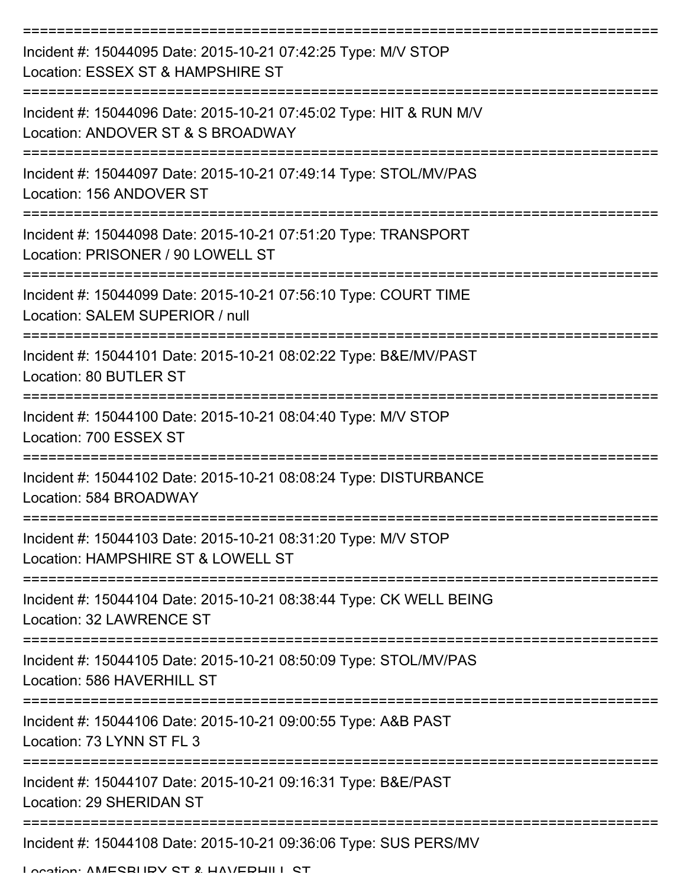===========================================================================

Incident #: 15044095 Date: 2015-10-21 07:42:25 Type: M/V STOP
Location: ESSEX ST & HAMPSHIRE ST

===========================================================================

Incident #: 15044096 Date: 2015-10-21 07:45:02 Type: HIT & RUN M/V
Location: ANDOVER ST & S BROADWAY

===========================================================================

Incident #: 15044097 Date: 2015-10-21 07:49:14 Type: STOL/MV/PAS
Location: 156 ANDOVER ST

===========================================================================

Incident #: 15044098 Date: 2015-10-21 07:51:20 Type: TRANSPORT
Location: PRISONER / 90 LOWELL ST

===========================================================================

Incident #: 15044099 Date: 2015-10-21 07:56:10 Type: COURT TIME
Location: SALEM SUPERIOR / null

===========================================================================

Incident #: 15044101 Date: 2015-10-21 08:02:22 Type: B&E/MV/PAST
Location: 80 BUTLER ST

===========================================================================

Incident #: 15044100 Date: 2015-10-21 08:04:40 Type: M/V STOP
Location: 700 ESSEX ST

===========================================================================

Incident #: 15044102 Date: 2015-10-21 08:08:24 Type: DISTURBANCE
Location: 584 BROADWAY

===========================================================================

Incident #: 15044103 Date: 2015-10-21 08:31:20 Type: M/V STOP
Location: HAMPSHIRE ST & LOWELL ST

===========================================================================

Incident #: 15044104 Date: 2015-10-21 08:38:44 Type: CK WELL BEING
Location: 32 LAWRENCE ST

===========================================================================

Incident #: 15044105 Date: 2015-10-21 08:50:09 Type: STOL/MV/PAS
Location: 586 HAVERHILL ST

===========================================================================

Incident #: 15044106 Date: 2015-10-21 09:00:55 Type: A&B PAST
Location: 73 LYNN ST FL 3

===========================================================================

Incident #: 15044107 Date: 2015-10-21 09:16:31 Type: B&E/PAST
Location: 29 SHERIDAN ST

===========================================================================

Incident #: 15044108 Date: 2015-10-21 09:36:06 Type: SUS PERS/MV
Location: AMESBURY ST & HAVERHILL ST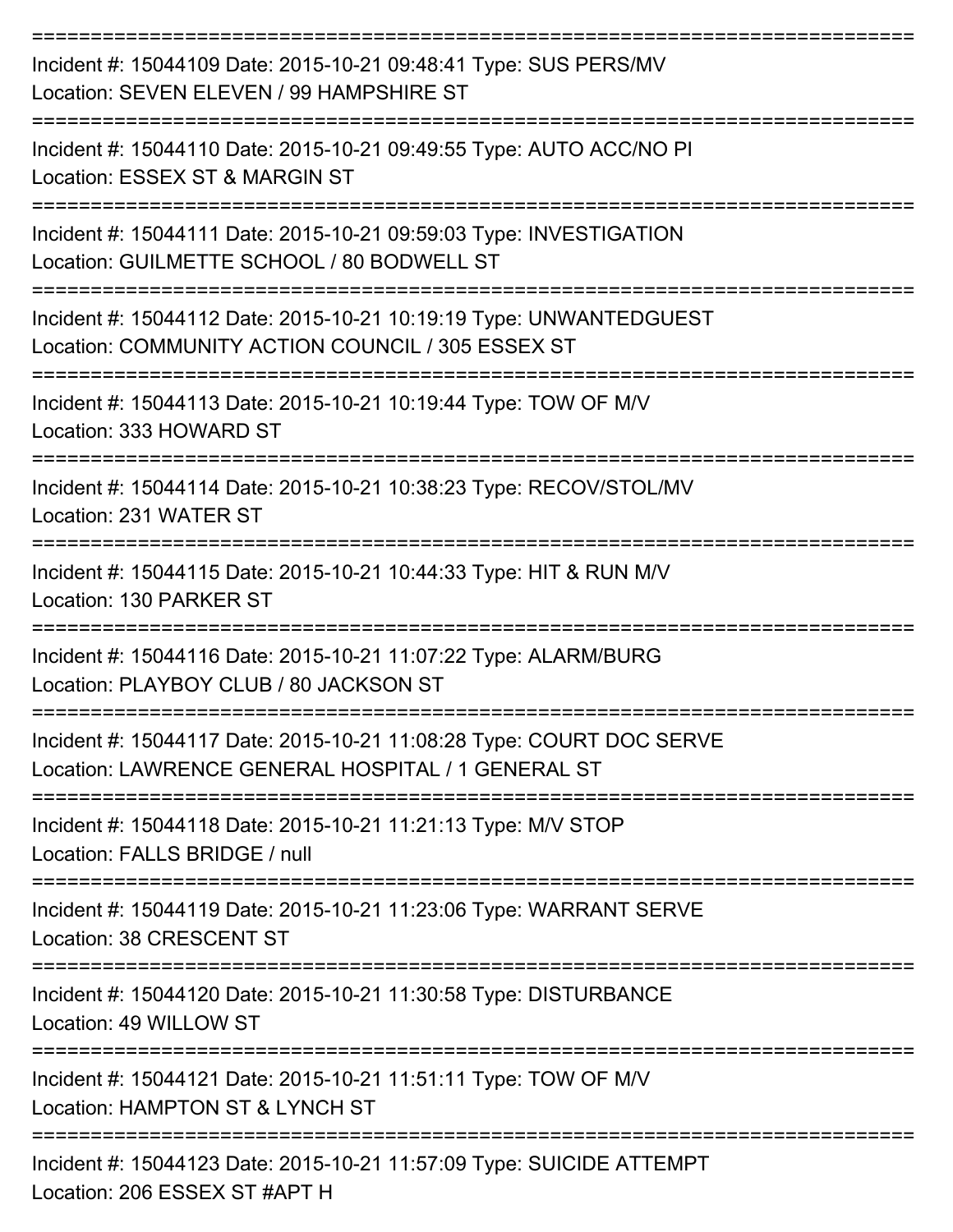===========================================================================
Incident #: 15044109 Date: 2015-10-21 09:48:41 Type: SUS PERS/MV
Location: SEVEN ELEVEN / 99 HAMPSHIRE ST
===========================================================================
Incident #: 15044110 Date: 2015-10-21 09:49:55 Type: AUTO ACC/NO PI
Location: ESSEX ST & MARGIN ST
===========================================================================
Incident #: 15044111 Date: 2015-10-21 09:59:03 Type: INVESTIGATION
Location: GUILMETTE SCHOOL / 80 BODWELL ST
===========================================================================
Incident #: 15044112 Date: 2015-10-21 10:19:19 Type: UNWANTEDGUEST
Location: COMMUNITY ACTION COUNCIL / 305 ESSEX ST
===========================================================================
Incident #: 15044113 Date: 2015-10-21 10:19:44 Type: TOW OF M/V
Location: 333 HOWARD ST
===========================================================================
Incident #: 15044114 Date: 2015-10-21 10:38:23 Type: RECOV/STOL/MV
Location: 231 WATER ST
===========================================================================
Incident #: 15044115 Date: 2015-10-21 10:44:33 Type: HIT & RUN M/V
Location: 130 PARKER ST
===========================================================================
Incident #: 15044116 Date: 2015-10-21 11:07:22 Type: ALARM/BURG
Location: PLAYBOY CLUB / 80 JACKSON ST
===========================================================================
Incident #: 15044117 Date: 2015-10-21 11:08:28 Type: COURT DOC SERVE
Location: LAWRENCE GENERAL HOSPITAL / 1 GENERAL ST
===========================================================================
Incident #: 15044118 Date: 2015-10-21 11:21:13 Type: M/V STOP
Location: FALLS BRIDGE / null
===========================================================================
Incident #: 15044119 Date: 2015-10-21 11:23:06 Type: WARRANT SERVE
Location: 38 CRESCENT ST
===========================================================================
Incident #: 15044120 Date: 2015-10-21 11:30:58 Type: DISTURBANCE
Location: 49 WILLOW ST
===========================================================================
Incident #: 15044121 Date: 2015-10-21 11:51:11 Type: TOW OF M/V
Location: HAMPTON ST & LYNCH ST
===========================================================================
Incident #: 15044123 Date: 2015-10-21 11:57:09 Type: SUICIDE ATTEMPT
Location: 206 ESSEX ST #APT H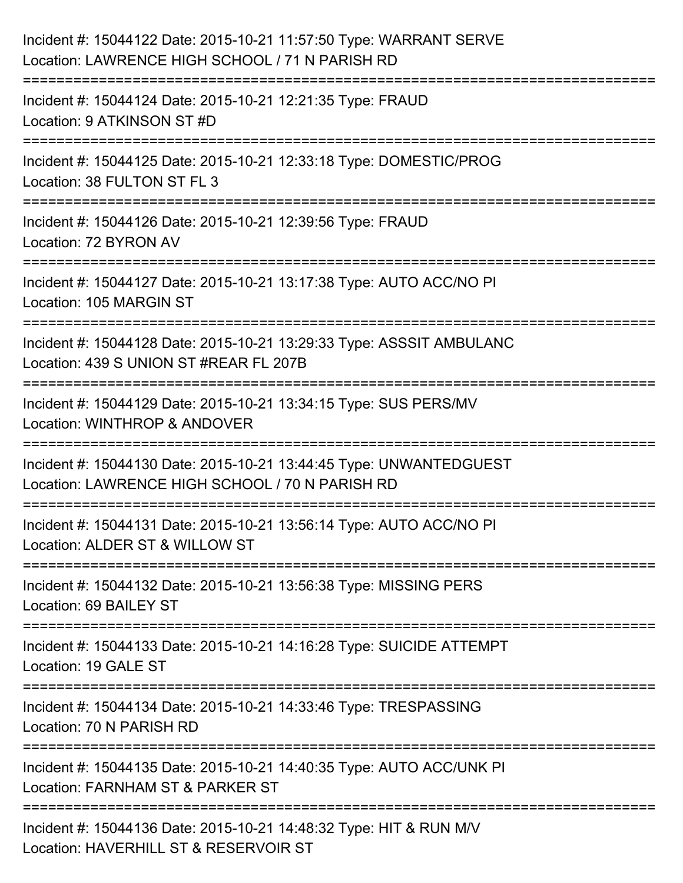Incident #: 15044122 Date: 2015-10-21 11:57:50 Type: WARRANT SERVE
Location: LAWRENCE HIGH SCHOOL / 71 N PARISH RD

===========================================================================

Incident #: 15044124 Date: 2015-10-21 12:21:35 Type: FRAUD
Location: 9 ATKINSON ST #D

===========================================================================

Incident #: 15044125 Date: 2015-10-21 12:33:18 Type: DOMESTIC/PROG
Location: 38 FULTON ST FL 3

===========================================================================

Incident #: 15044126 Date: 2015-10-21 12:39:56 Type: FRAUD
Location: 72 BYRON AV

===========================================================================

Incident #: 15044127 Date: 2015-10-21 13:17:38 Type: AUTO ACC/NO PI
Location: 105 MARGIN ST

===========================================================================

Incident #: 15044128 Date: 2015-10-21 13:29:33 Type: ASSSIT AMBULANC
Location: 439 S UNION ST #REAR FL 207B

===========================================================================

Incident #: 15044129 Date: 2015-10-21 13:34:15 Type: SUS PERS/MV
Location: WINTHROP & ANDOVER

===========================================================================

Incident #: 15044130 Date: 2015-10-21 13:44:45 Type: UNWANTEDGUEST
Location: LAWRENCE HIGH SCHOOL / 70 N PARISH RD

===========================================================================

Incident #: 15044131 Date: 2015-10-21 13:56:14 Type: AUTO ACC/NO PI
Location: ALDER ST & WILLOW ST

===========================================================================

Incident #: 15044132 Date: 2015-10-21 13:56:38 Type: MISSING PERS
Location: 69 BAILEY ST

===========================================================================

Incident #: 15044133 Date: 2015-10-21 14:16:28 Type: SUICIDE ATTEMPT
Location: 19 GALE ST

===========================================================================

Incident #: 15044134 Date: 2015-10-21 14:33:46 Type: TRESPASSING
Location: 70 N PARISH RD

===========================================================================

Incident #: 15044135 Date: 2015-10-21 14:40:35 Type: AUTO ACC/UNK PI
Location: FARNHAM ST & PARKER ST

===========================================================================

Incident #: 15044136 Date: 2015-10-21 14:48:32 Type: HIT & RUN M/V
Location: HAVERHILL ST & RESERVOIR ST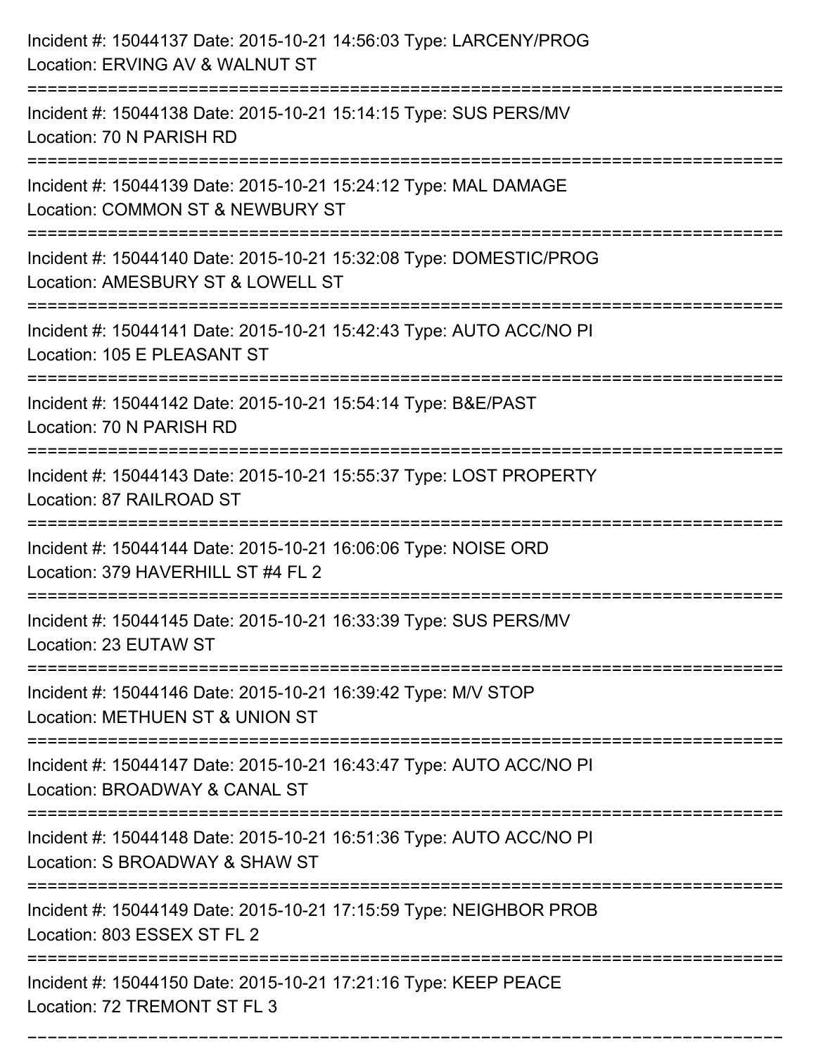Incident #: 15044137 Date: 2015-10-21 14:56:03 Type: LARCENY/PROG
Location: ERVING AV & WALNUT ST

===========================================================================

Incident #: 15044138 Date: 2015-10-21 15:14:15 Type: SUS PERS/MV
Location: 70 N PARISH RD

===========================================================================

Incident #: 15044139 Date: 2015-10-21 15:24:12 Type: MAL DAMAGE
Location: COMMON ST & NEWBURY ST

===========================================================================

Incident #: 15044140 Date: 2015-10-21 15:32:08 Type: DOMESTIC/PROG
Location: AMESBURY ST & LOWELL ST

===========================================================================

Incident #: 15044141 Date: 2015-10-21 15:42:43 Type: AUTO ACC/NO PI
Location: 105 E PLEASANT ST

===========================================================================

Incident #: 15044142 Date: 2015-10-21 15:54:14 Type: B&E/PAST
Location: 70 N PARISH RD

===========================================================================

Incident #: 15044143 Date: 2015-10-21 15:55:37 Type: LOST PROPERTY
Location: 87 RAILROAD ST

===========================================================================

Incident #: 15044144 Date: 2015-10-21 16:06:06 Type: NOISE ORD
Location: 379 HAVERHILL ST #4 FL 2

===========================================================================

Incident #: 15044145 Date: 2015-10-21 16:33:39 Type: SUS PERS/MV
Location: 23 EUTAW ST

===========================================================================

Incident #: 15044146 Date: 2015-10-21 16:39:42 Type: M/V STOP
Location: METHUEN ST & UNION ST

===========================================================================

Incident #: 15044147 Date: 2015-10-21 16:43:47 Type: AUTO ACC/NO PI
Location: BROADWAY & CANAL ST

===========================================================================

Incident #: 15044148 Date: 2015-10-21 16:51:36 Type: AUTO ACC/NO PI
Location: S BROADWAY & SHAW ST

===========================================================================

Incident #: 15044149 Date: 2015-10-21 17:15:59 Type: NEIGHBOR PROB
Location: 803 ESSEX ST FL 2

===========================================================================

Incident #: 15044150 Date: 2015-10-21 17:21:16 Type: KEEP PEACE
Location: 72 TREMONT ST FL 3

===========================================================================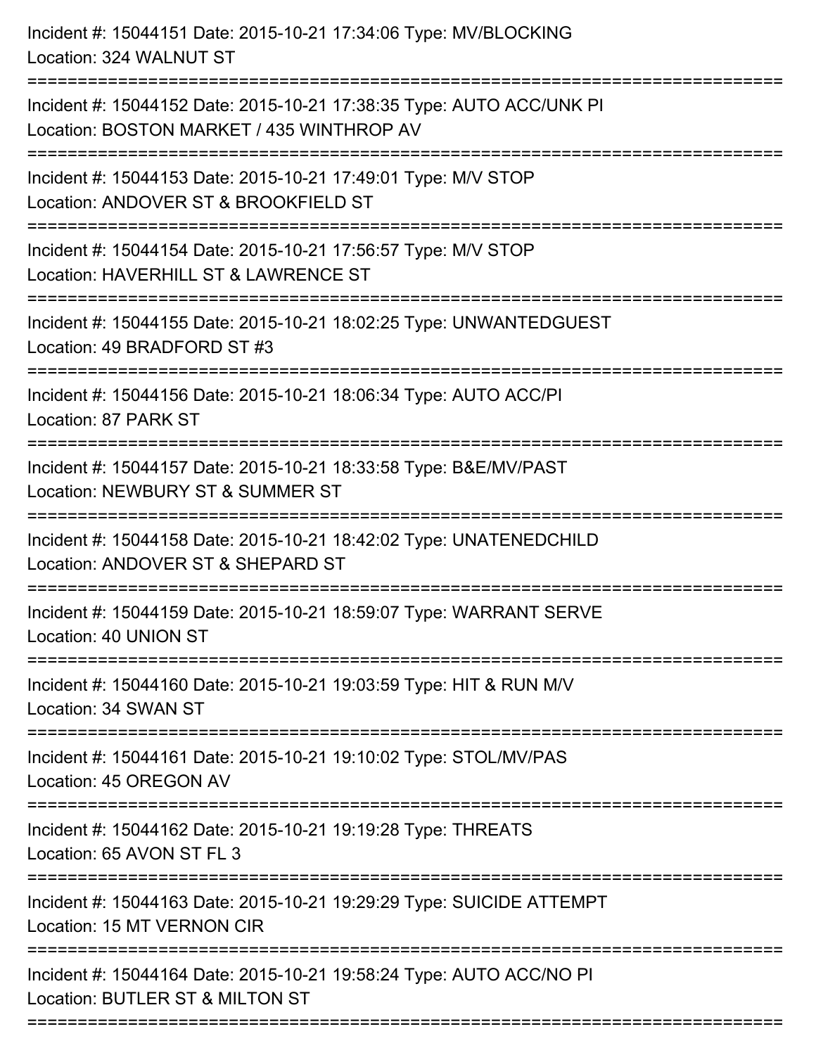Incident #: 15044151 Date: 2015-10-21 17:34:06 Type: MV/BLOCKING
Location: 324 WALNUT ST

===========================================================================

Incident #: 15044152 Date: 2015-10-21 17:38:35 Type: AUTO ACC/UNK PI
Location: BOSTON MARKET / 435 WINTHROP AV

===========================================================================

Incident #: 15044153 Date: 2015-10-21 17:49:01 Type: M/V STOP
Location: ANDOVER ST & BROOKFIELD ST

===========================================================================

Incident #: 15044154 Date: 2015-10-21 17:56:57 Type: M/V STOP
Location: HAVERHILL ST & LAWRENCE ST

===========================================================================

Incident #: 15044155 Date: 2015-10-21 18:02:25 Type: UNWANTEDGUEST
Location: 49 BRADFORD ST #3

===========================================================================

Incident #: 15044156 Date: 2015-10-21 18:06:34 Type: AUTO ACC/PI
Location: 87 PARK ST

===========================================================================

Incident #: 15044157 Date: 2015-10-21 18:33:58 Type: B&E/MV/PAST
Location: NEWBURY ST & SUMMER ST

===========================================================================

Incident #: 15044158 Date: 2015-10-21 18:42:02 Type: UNATENEDCHILD
Location: ANDOVER ST & SHEPARD ST

===========================================================================

Incident #: 15044159 Date: 2015-10-21 18:59:07 Type: WARRANT SERVE
Location: 40 UNION ST

===========================================================================

Incident #: 15044160 Date: 2015-10-21 19:03:59 Type: HIT & RUN M/V
Location: 34 SWAN ST

===========================================================================

Incident #: 15044161 Date: 2015-10-21 19:10:02 Type: STOL/MV/PAS
Location: 45 OREGON AV

===========================================================================

Incident #: 15044162 Date: 2015-10-21 19:19:28 Type: THREATS
Location: 65 AVON ST FL 3

===========================================================================

Incident #: 15044163 Date: 2015-10-21 19:29:29 Type: SUICIDE ATTEMPT
Location: 15 MT VERNON CIR

===========================================================================

Incident #: 15044164 Date: 2015-10-21 19:58:24 Type: AUTO ACC/NO PI
Location: BUTLER ST & MILTON ST

===========================================================================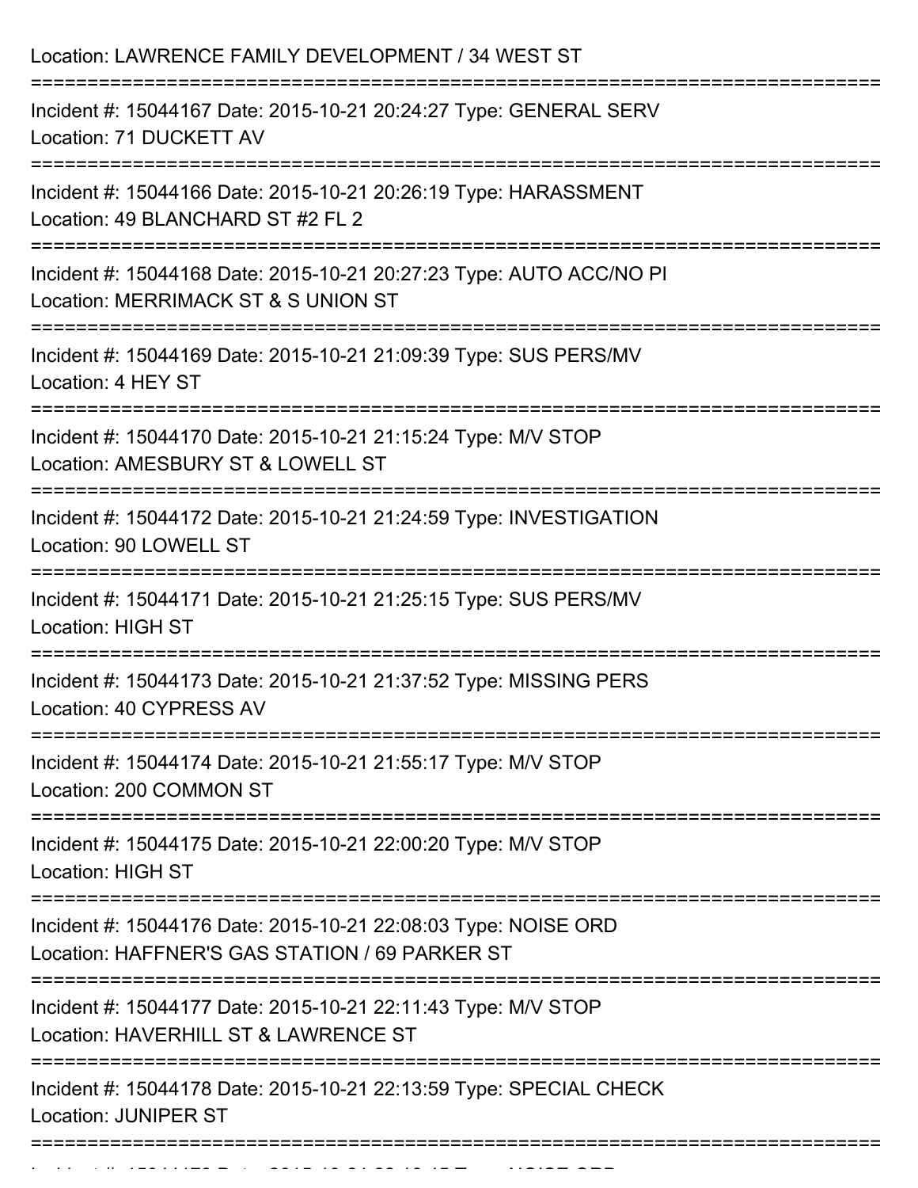Location: LAWRENCE FAMILY DEVELOPMENT / 34 WEST ST

===========================================================================

Incident #: 15044167 Date: 2015-10-21 20:24:27 Type: GENERAL SERV

Location: 71 DUCKETT AV

===========================================================================

Incident #: 15044166 Date: 2015-10-21 20:26:19 Type: HARASSMENT

Location: 49 BLANCHARD ST #2 FL 2

===========================================================================

Incident #: 15044168 Date: 2015-10-21 20:27:23 Type: AUTO ACC/NO PI

Location: MERRIMACK ST & S UNION ST

===========================================================================

Incident #: 15044169 Date: 2015-10-21 21:09:39 Type: SUS PERS/MV

Location: 4 HEY ST

===========================================================================

Incident #: 15044170 Date: 2015-10-21 21:15:24 Type: M/V STOP

Location: AMESBURY ST & LOWELL ST

===========================================================================

Incident #: 15044172 Date: 2015-10-21 21:24:59 Type: INVESTIGATION

Location: 90 LOWELL ST

===========================================================================

Incident #: 15044171 Date: 2015-10-21 21:25:15 Type: SUS PERS/MV

Location: HIGH ST

===========================================================================

Incident #: 15044173 Date: 2015-10-21 21:37:52 Type: MISSING PERS

Location: 40 CYPRESS AV

===========================================================================

Incident #: 15044174 Date: 2015-10-21 21:55:17 Type: M/V STOP

Location: 200 COMMON ST

===========================================================================

Incident #: 15044175 Date: 2015-10-21 22:00:20 Type: M/V STOP

Location: HIGH ST

===========================================================================

Incident #: 15044176 Date: 2015-10-21 22:08:03 Type: NOISE ORD

Location: HAFFNER'S GAS STATION / 69 PARKER ST

===========================================================================

Incident #: 15044177 Date: 2015-10-21 22:11:43 Type: M/V STOP

Location: HAVERHILL ST & LAWRENCE ST

===========================================================================

Incident #: 15044178 Date: 2015-10-21 22:13:59 Type: SPECIAL CHECK

Location: JUNIPER ST

===========================================================================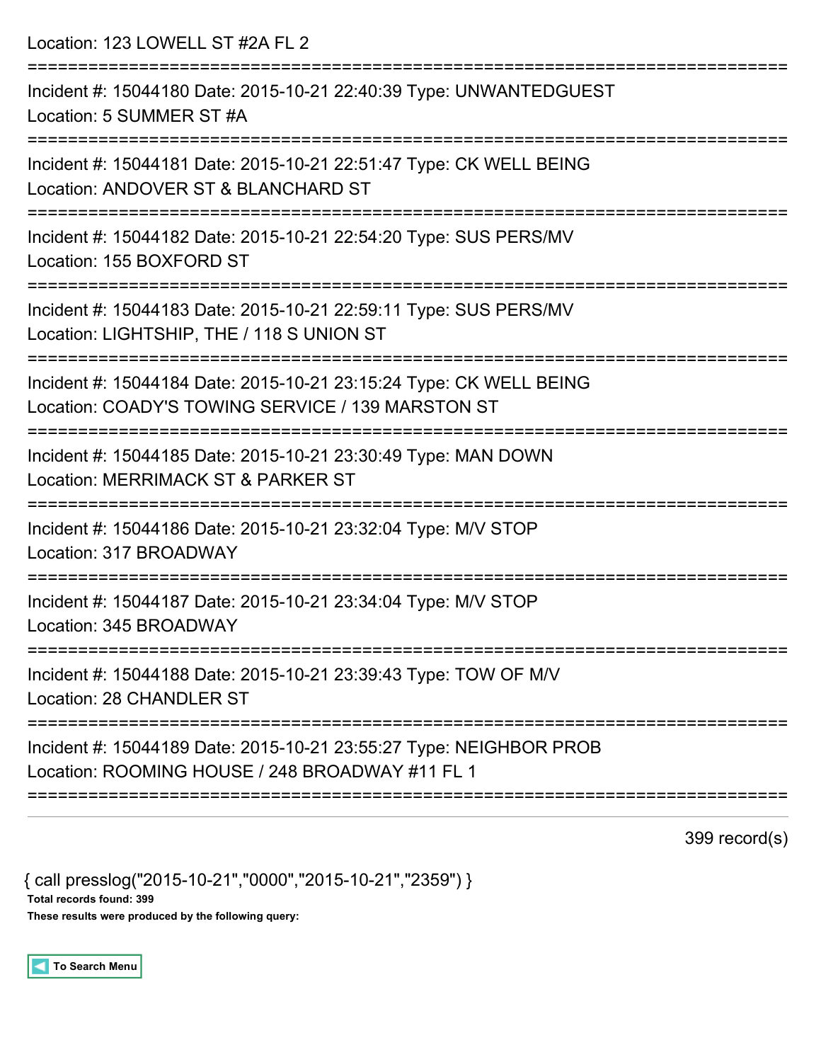Location: 123 LOWELL ST #2A FL 2

===========================================================================

Incident #: 15044180 Date: 2015-10-21 22:40:39 Type: UNWANTEDGUEST
Location: 5 SUMMER ST #A

===========================================================================

Incident #: 15044181 Date: 2015-10-21 22:51:47 Type: CK WELL BEING
Location: ANDOVER ST & BLANCHARD ST

===========================================================================

Incident #: 15044182 Date: 2015-10-21 22:54:20 Type: SUS PERS/MV
Location: 155 BOXFORD ST

===========================================================================

Incident #: 15044183 Date: 2015-10-21 22:59:11 Type: SUS PERS/MV
Location: LIGHTSHIP, THE / 118 S UNION ST

===========================================================================

Incident #: 15044184 Date: 2015-10-21 23:15:24 Type: CK WELL BEING
Location: COADY'S TOWING SERVICE / 139 MARSTON ST

===========================================================================

Incident #: 15044185 Date: 2015-10-21 23:30:49 Type: MAN DOWN
Location: MERRIMACK ST & PARKER ST

===========================================================================

Incident #: 15044186 Date: 2015-10-21 23:32:04 Type: M/V STOP
Location: 317 BROADWAY

===========================================================================

Incident #: 15044187 Date: 2015-10-21 23:34:04 Type: M/V STOP
Location: 345 BROADWAY

===========================================================================

Incident #: 15044188 Date: 2015-10-21 23:39:43 Type: TOW OF M/V
Location: 28 CHANDLER ST

===========================================================================

Incident #: 15044189 Date: 2015-10-21 23:55:27 Type: NEIGHBOR PROB
Location: ROOMING HOUSE / 248 BROADWAY #11 FL 1

===========================================================================

399 record(s)

{ call presslog("2015-10-21","0000","2015-10-21","2359") }

**Total records found: 399**

**These results were produced by the following query:**

To Search Menu